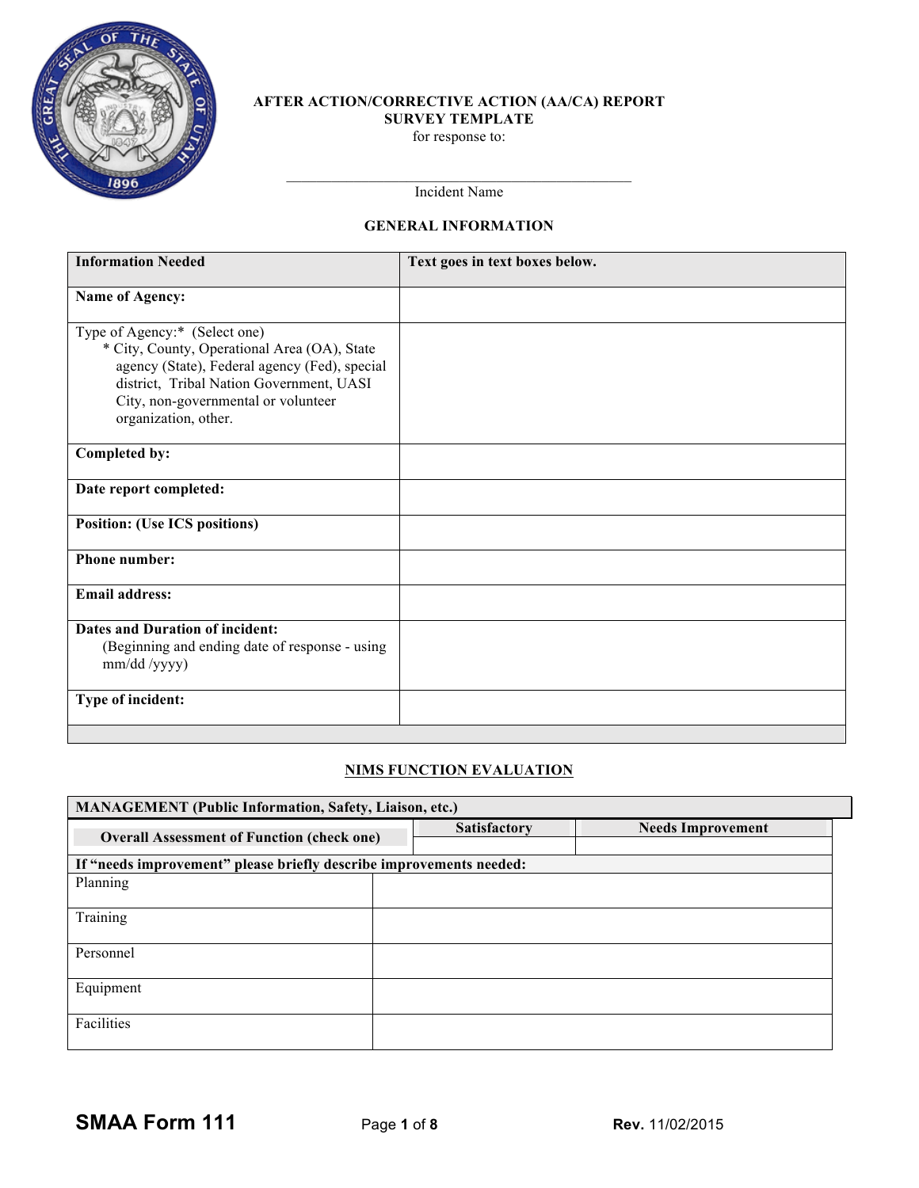**AFTER ACTION/CORRECTIVE ACTION (AA/CA) REPORT**
**SURVEY TEMPLATE**
for response to:

\_\_\_\_\_\_\_\_\_\_\_\_\_\_\_\_\_\_\_\_\_\_\_\_\_\_\_\_\_\_\_\_\_\_\_\_\_\_\_\_\_\_\_\_

Incident Name

## GENERAL INFORMATION

| **Information Needed** | **Text goes in text boxes below.** |
|---|---|
| **Name of Agency:** | |
| Type of Agency:* (Select one)<br>* City, County, Operational Area (OA), State agency (State), Federal agency (Fed), special district, Tribal Nation Government, UASI City, non-governmental or volunteer organization, other. | |
| **Completed by:** | |
| **Date report completed:** | |
| **Position: (Use ICS positions)** | |
| **Phone number:** | |
| **Email address:** | |
| **Dates and Duration of incident:**<br>(Beginning and ending date of response - using mm/dd /yyyy) | |
| **Type of incident:** | |

## NIMS FUNCTION EVALUATION

| **MANAGEMENT (Public Information, Safety, Liaison, etc.)** | | |
|---|---|---|
| **Overall Assessment of Function (check one)** | **Satisfactory** | **Needs Improvement** |
| | | |

| **If "needs improvement" please briefly describe improvements needed:** | |
|---|---|
| Planning | |
| Training | |
| Personnel | |
| Equipment | |
| Facilities | |

SMAA Form 111 Rev. 11/02/2015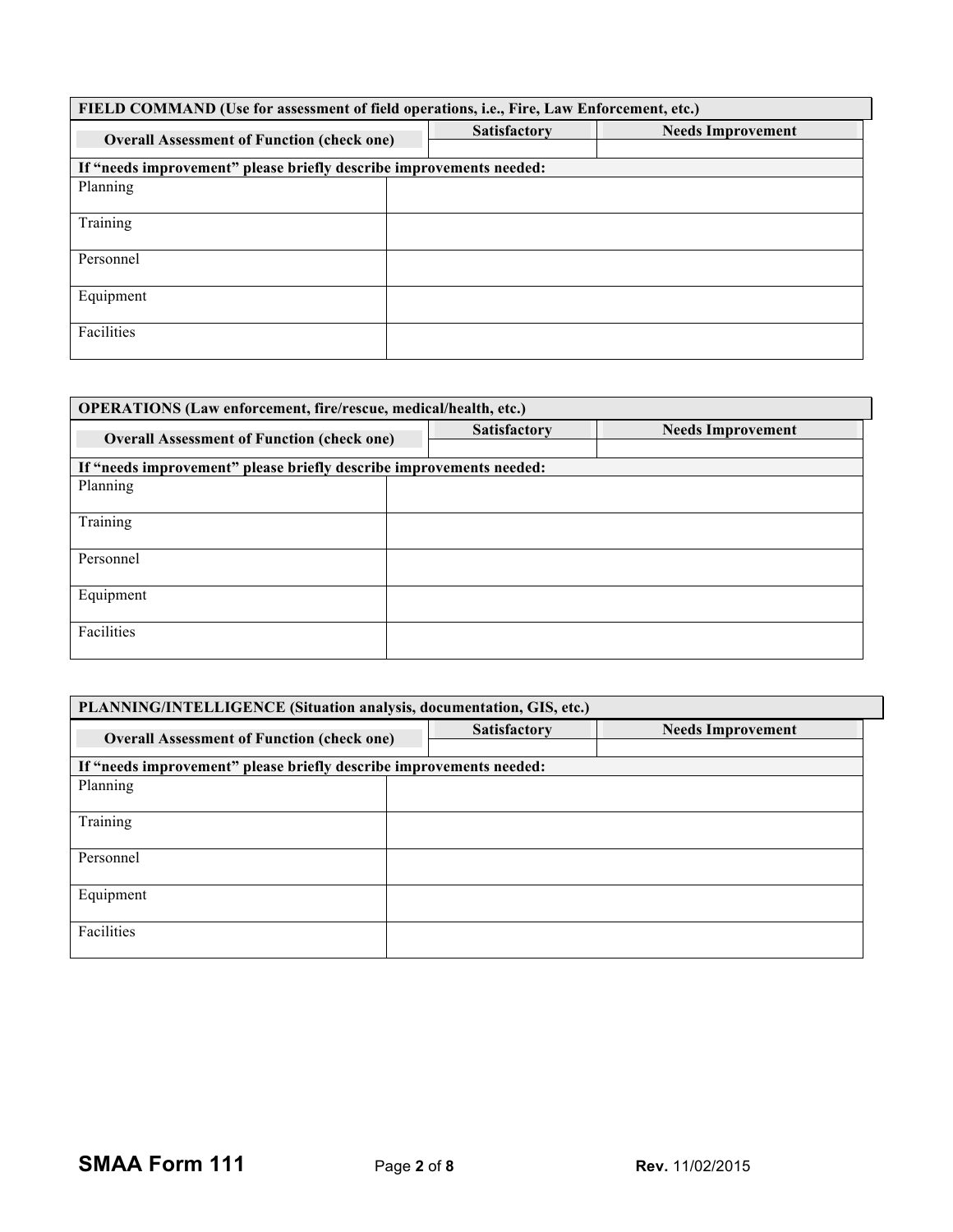| FIELD COMMAND (Use for assessment of field operations, i.e., Fire, Law Enforcement, etc.) | | |
|---|---|---|
| **Overall Assessment of Function (check one)** | **Satisfactory** | **Needs Improvement** |
| | | |
| **If "needs improvement" please briefly describe improvements needed:** | | |
| Planning | | |
| Training | | |
| Personnel | | |
| Equipment | | |
| Facilities | | |

| OPERATIONS (Law enforcement, fire/rescue, medical/health, etc.) | | |
|---|---|---|
| **Overall Assessment of Function (check one)** | **Satisfactory** | **Needs Improvement** |
| | | |
| **If "needs improvement" please briefly describe improvements needed:** | | |
| Planning | | |
| Training | | |
| Personnel | | |
| Equipment | | |
| Facilities | | |

| PLANNING/INTELLIGENCE (Situation analysis, documentation, GIS, etc.) | | |
|---|---|---|
| **Overall Assessment of Function (check one)** | **Satisfactory** | **Needs Improvement** |
| | | |
| **If "needs improvement" please briefly describe improvements needed:** | | |
| Planning | | |
| Training | | |
| Personnel | | |
| Equipment | | |
| Facilities | | |

**SMAA Form 111** **Rev.** 11/02/2015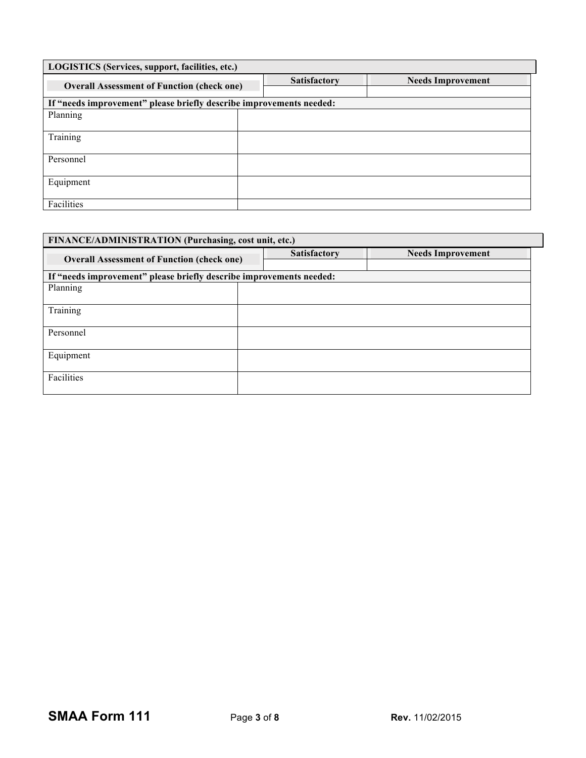| LOGISTICS (Services, support, facilities, etc.) | | |
|---|---|---|
| **Overall Assessment of Function (check one)** | **Satisfactory** | **Needs Improvement** |
| | | |
| **If "needs improvement" please briefly describe improvements needed:** | | |
| Planning | | |
| Training | | |
| Personnel | | |
| Equipment | | |
| Facilities | | |

| FINANCE/ADMINISTRATION (Purchasing, cost unit, etc.) | | |
|---|---|---|
| **Overall Assessment of Function (check one)** | **Satisfactory** | **Needs Improvement** |
| | | |
| **If "needs improvement" please briefly describe improvements needed:** | | |
| Planning | | |
| Training | | |
| Personnel | | |
| Equipment | | |
| Facilities | | |

**SMAA Form 111** Rev. 11/02/2015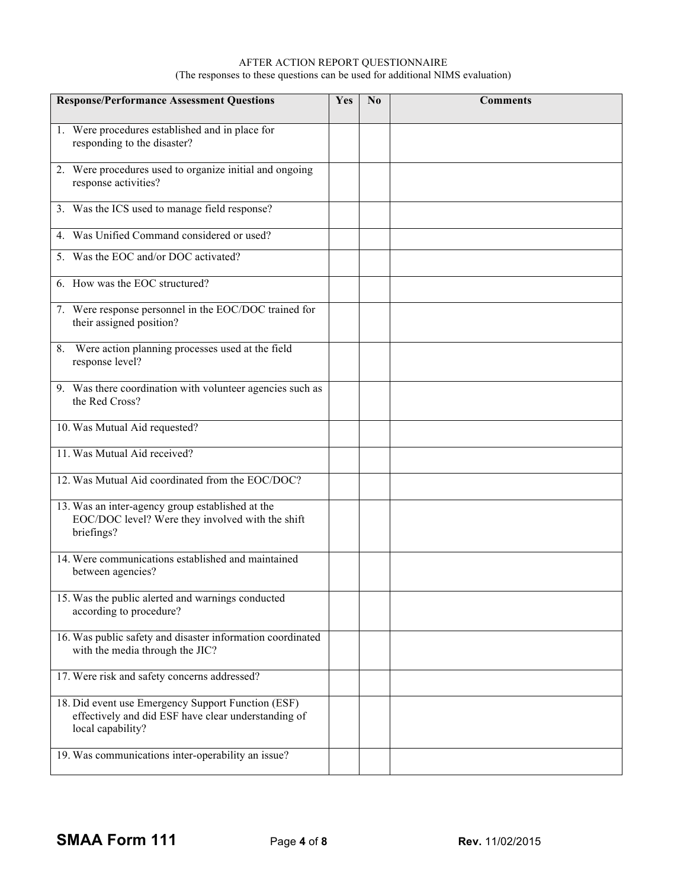AFTER ACTION REPORT QUESTIONNAIRE

(The responses to these questions can be used for additional NIMS evaluation)

| Response/Performance Assessment Questions | Yes | No | Comments |
|---|---|---|---|
| 1. Were procedures established and in place for responding to the disaster? | | | |
| 2. Were procedures used to organize initial and ongoing response activities? | | | |
| 3. Was the ICS used to manage field response? | | | |
| 4. Was Unified Command considered or used? | | | |
| 5. Was the EOC and/or DOC activated? | | | |
| 6. How was the EOC structured? | | | |
| 7. Were response personnel in the EOC/DOC trained for their assigned position? | | | |
| 8. Were action planning processes used at the field response level? | | | |
| 9. Was there coordination with volunteer agencies such as the Red Cross? | | | |
| 10. Was Mutual Aid requested? | | | |
| 11. Was Mutual Aid received? | | | |
| 12. Was Mutual Aid coordinated from the EOC/DOC? | | | |
| 13. Was an inter-agency group established at the EOC/DOC level? Were they involved with the shift briefings? | | | |
| 14. Were communications established and maintained between agencies? | | | |
| 15. Was the public alerted and warnings conducted according to procedure? | | | |
| 16. Was public safety and disaster information coordinated with the media through the JIC? | | | |
| 17. Were risk and safety concerns addressed? | | | |
| 18. Did event use Emergency Support Function (ESF) effectively and did ESF have clear understanding of local capability? | | | |
| 19. Was communications inter-operability an issue? | | | |

**SMAA Form 111** **Rev.** 11/02/2015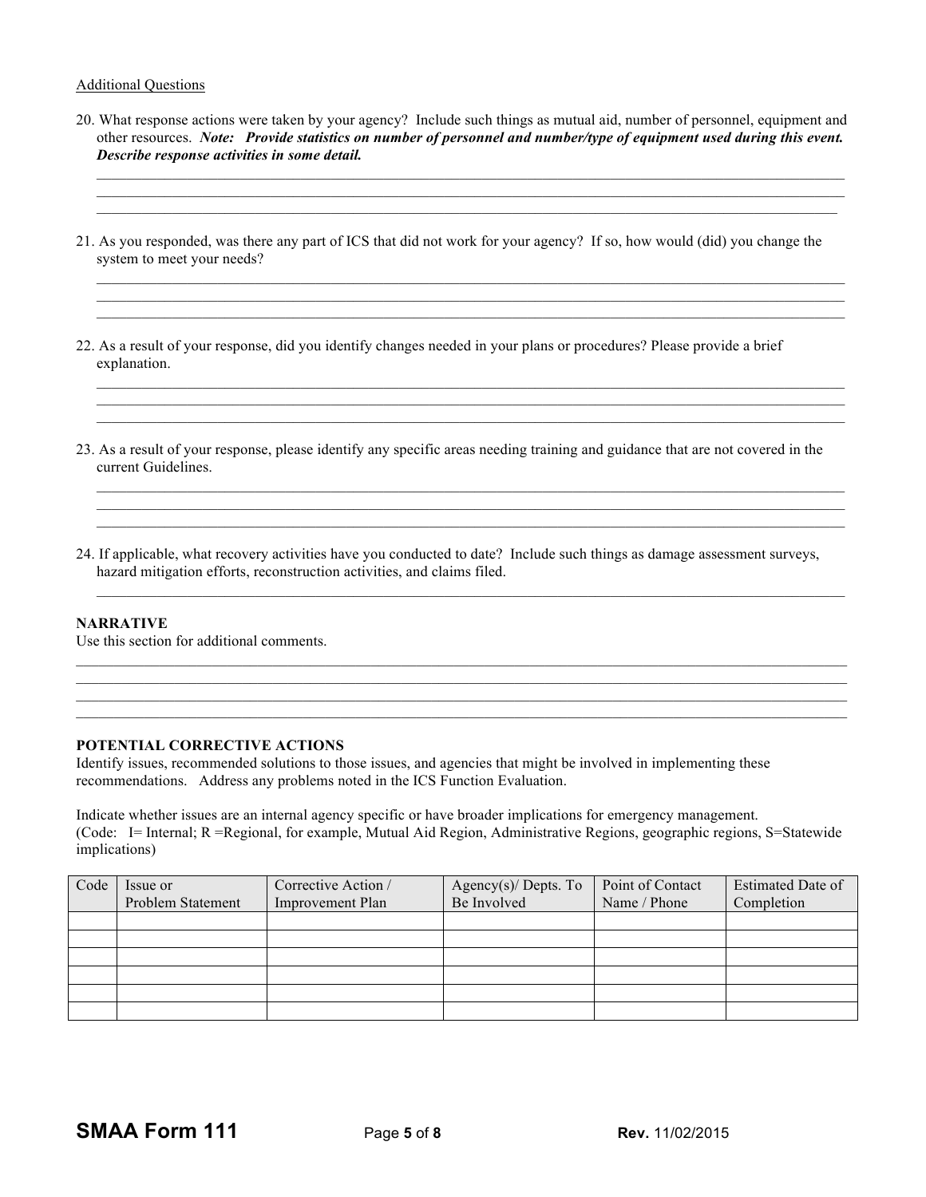Additional Questions

20. What response actions were taken by your agency? Include such things as mutual aid, number of personnel, equipment and other resources. ***Note: Provide statistics on number of personnel and number/type of equipment used during this event. Describe response activities in some detail.***

21. As you responded, was there any part of ICS that did not work for your agency? If so, how would (did) you change the system to meet your needs?

22. As a result of your response, did you identify changes needed in your plans or procedures? Please provide a brief explanation.

23. As a result of your response, please identify any specific areas needing training and guidance that are not covered in the current Guidelines.

24. If applicable, what recovery activities have you conducted to date? Include such things as damage assessment surveys, hazard mitigation efforts, reconstruction activities, and claims filed.

**NARRATIVE**

Use this section for additional comments.

**POTENTIAL CORRECTIVE ACTIONS**

Identify issues, recommended solutions to those issues, and agencies that might be involved in implementing these recommendations. Address any problems noted in the ICS Function Evaluation.

Indicate whether issues are an internal agency specific or have broader implications for emergency management. (Code: I= Internal; R =Regional, for example, Mutual Aid Region, Administrative Regions, geographic regions, S=Statewide implications)

| Code | Issue or Problem Statement | Corrective Action / Improvement Plan | Agency(s)/ Depts. To Be Involved | Point of Contact Name / Phone | Estimated Date of Completion |
|---|---|---|---|---|---|
| | | | | | |
| | | | | | |
| | | | | | |
| | | | | | |
| | | | | | |
| | | | | | |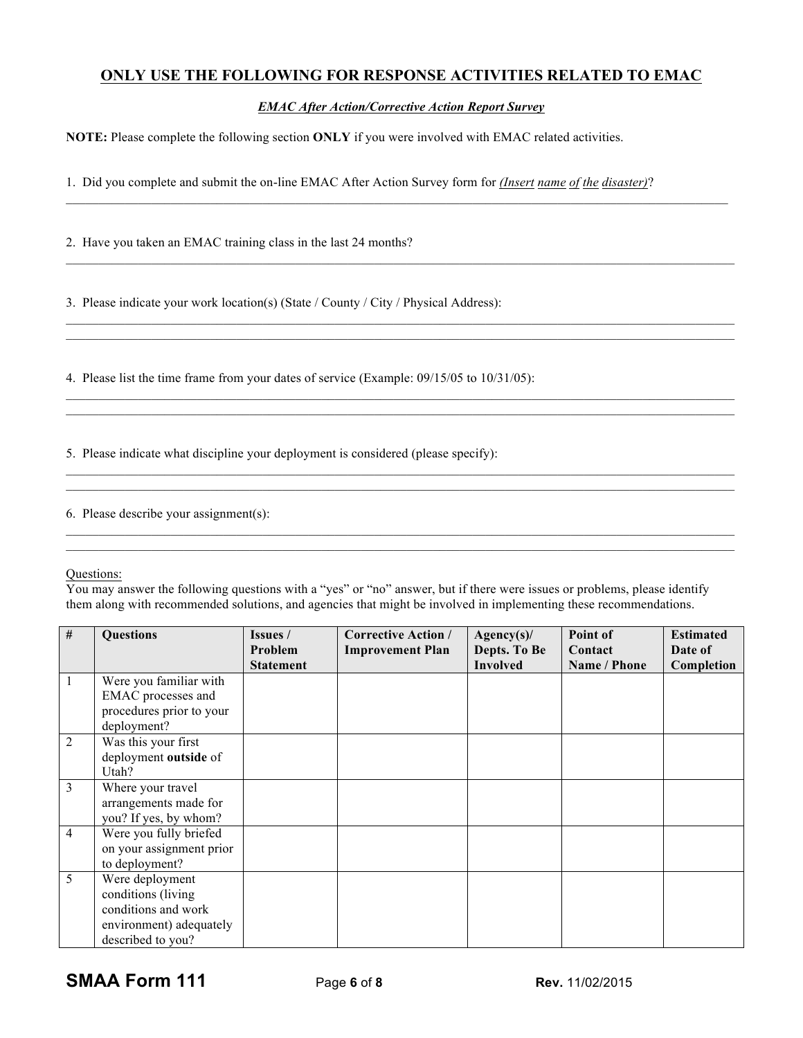## ONLY USE THE FOLLOWING FOR RESPONSE ACTIVITIES RELATED TO EMAC

***EMAC After Action/Corrective Action Report Survey***

**NOTE:** Please complete the following section **ONLY** if you were involved with EMAC related activities.

1. Did you complete and submit the on-line EMAC After Action Survey form for ***(Insert name of the disaster)***?

______________________________________________________________________________

2. Have you taken an EMAC training class in the last 24 months?

______________________________________________________________________________

3. Please indicate your work location(s) (State / County / City / Physical Address):

______________________________________________________________________________

______________________________________________________________________________

4. Please list the time frame from your dates of service (Example: 09/15/05 to 10/31/05):

______________________________________________________________________________

______________________________________________________________________________

5. Please indicate what discipline your deployment is considered (please specify):

______________________________________________________________________________

______________________________________________________________________________

6. Please describe your assignment(s):

______________________________________________________________________________

______________________________________________________________________________

Questions:
You may answer the following questions with a "yes" or "no" answer, but if there were issues or problems, please identify them along with recommended solutions, and agencies that might be involved in implementing these recommendations.

| # | Questions | Issues / Problem Statement | Corrective Action / Improvement Plan | Agency(s)/ Depts. To Be Involved | Point of Contact Name / Phone | Estimated Date of Completion |
|---|---|---|---|---|---|---|
| 1 | Were you familiar with EMAC processes and procedures prior to your deployment? | | | | | |
| 2 | Was this your first deployment **outside** of Utah? | | | | | |
| 3 | Where your travel arrangements made for you? If yes, by whom? | | | | | |
| 4 | Were you fully briefed on your assignment prior to deployment? | | | | | |
| 5 | Were deployment conditions (living conditions and work environment) adequately described to you? | | | | | |

**SMAA Form 111** **Rev.** 11/02/2015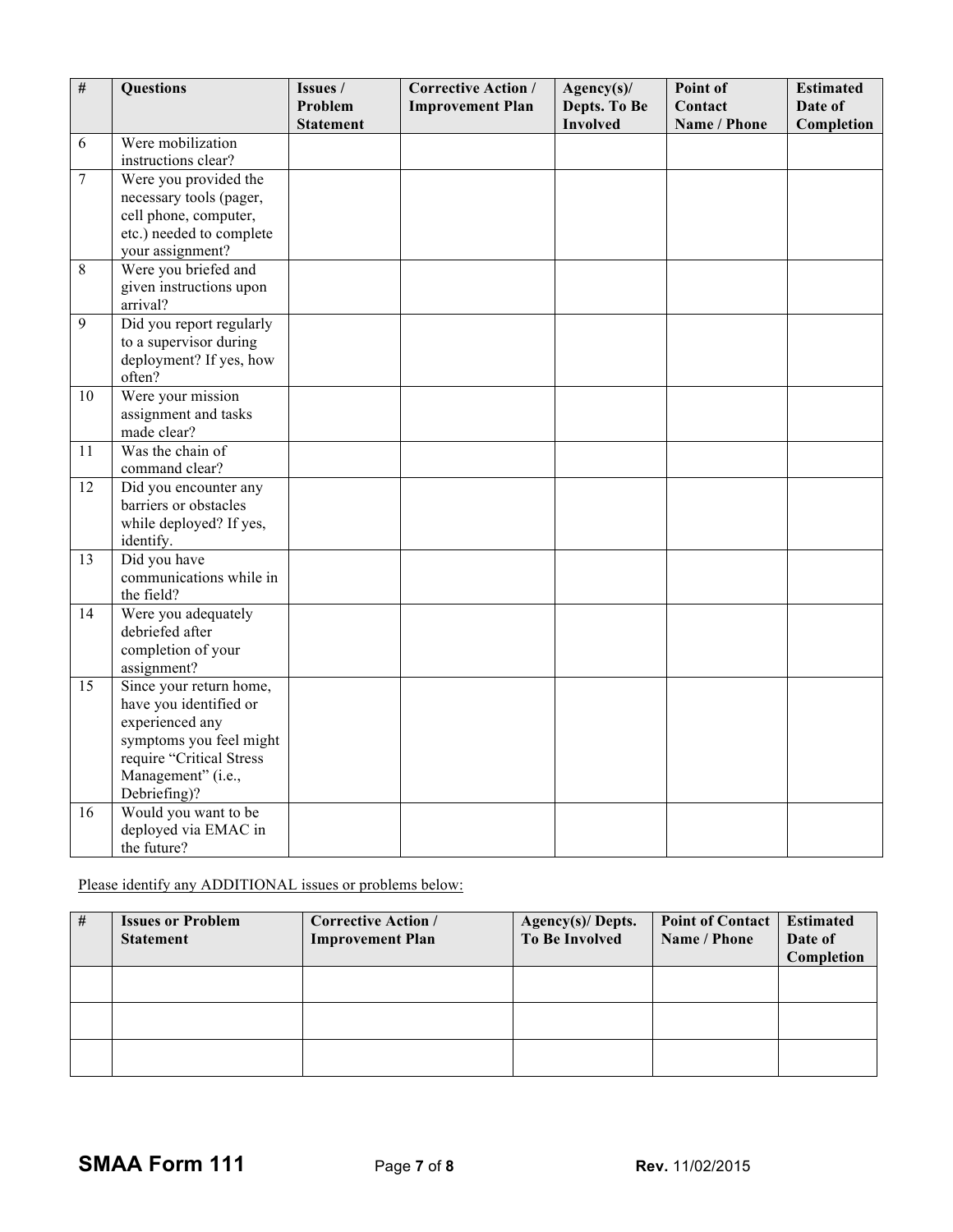| # | Questions | Issues / Problem Statement | Corrective Action / Improvement Plan | Agency(s)/ Depts. To Be Involved | Point of Contact Name / Phone | Estimated Date of Completion |
|---|---|---|---|---|---|---|
| 6 | Were mobilization instructions clear? | | | | | |
| 7 | Were you provided the necessary tools (pager, cell phone, computer, etc.) needed to complete your assignment? | | | | | |
| 8 | Were you briefed and given instructions upon arrival? | | | | | |
| 9 | Did you report regularly to a supervisor during deployment? If yes, how often? | | | | | |
| 10 | Were your mission assignment and tasks made clear? | | | | | |
| 11 | Was the chain of command clear? | | | | | |
| 12 | Did you encounter any barriers or obstacles while deployed? If yes, identify. | | | | | |
| 13 | Did you have communications while in the field? | | | | | |
| 14 | Were you adequately debriefed after completion of your assignment? | | | | | |
| 15 | Since your return home, have you identified or experienced any symptoms you feel might require "Critical Stress Management" (i.e., Debriefing)? | | | | | |
| 16 | Would you want to be deployed via EMAC in the future? | | | | | |

Please identify any ADDITIONAL issues or problems below:

| # | Issues or Problem Statement | Corrective Action / Improvement Plan | Agency(s)/ Depts. To Be Involved | Point of Contact Name / Phone | Estimated Date of Completion |
|---|---|---|---|---|---|
| | | | | | |
| | | | | | |
| | | | | | |

**SMAA Form 111** **Rev.** 11/02/2015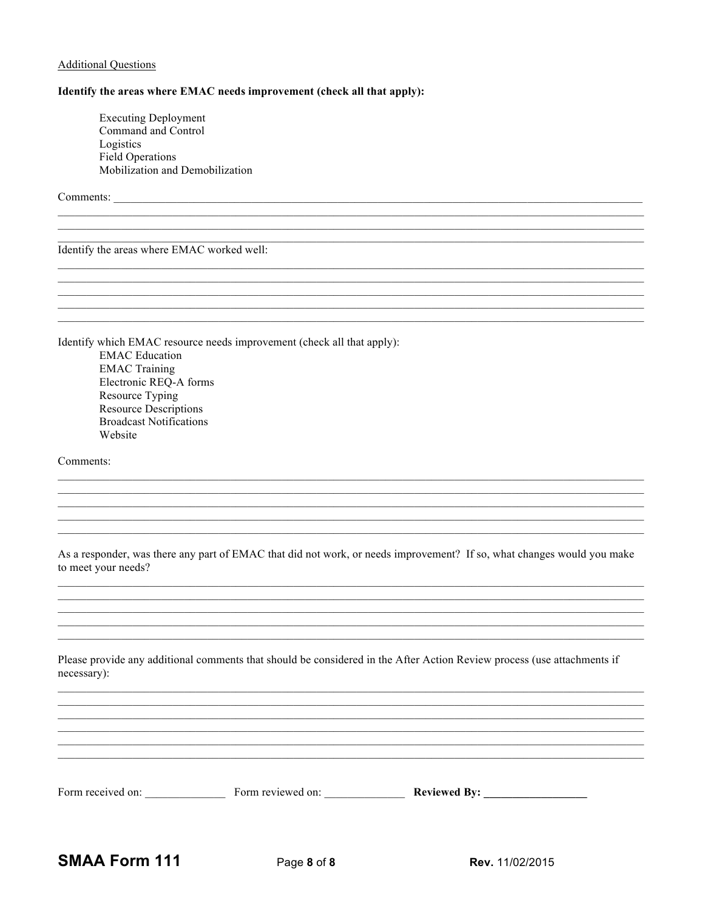Additional Questions

**Identify the areas where EMAC needs improvement (check all that apply):**

- Executing Deployment
- Command and Control
- Logistics
- Field Operations
- Mobilization and Demobilization

Comments: ______________________________________________________________________________

Identify the areas where EMAC worked well:

______________________________________________________________________________

Identify which EMAC resource needs improvement (check all that apply):

- EMAC Education
- EMAC Training
- Electronic REQ-A forms
- Resource Typing
- Resource Descriptions
- Broadcast Notifications
- Website

Comments:

______________________________________________________________________________

As a responder, was there any part of EMAC that did not work, or needs improvement? If so, what changes would you make to meet your needs?

______________________________________________________________________________

Please provide any additional comments that should be considered in the After Action Review process (use attachments if necessary):

______________________________________________________________________________

Form received on: ______________ Form reviewed on: ______________ **Reviewed By: __________________**

**SMAA Form 111** **Rev.** 11/02/2015